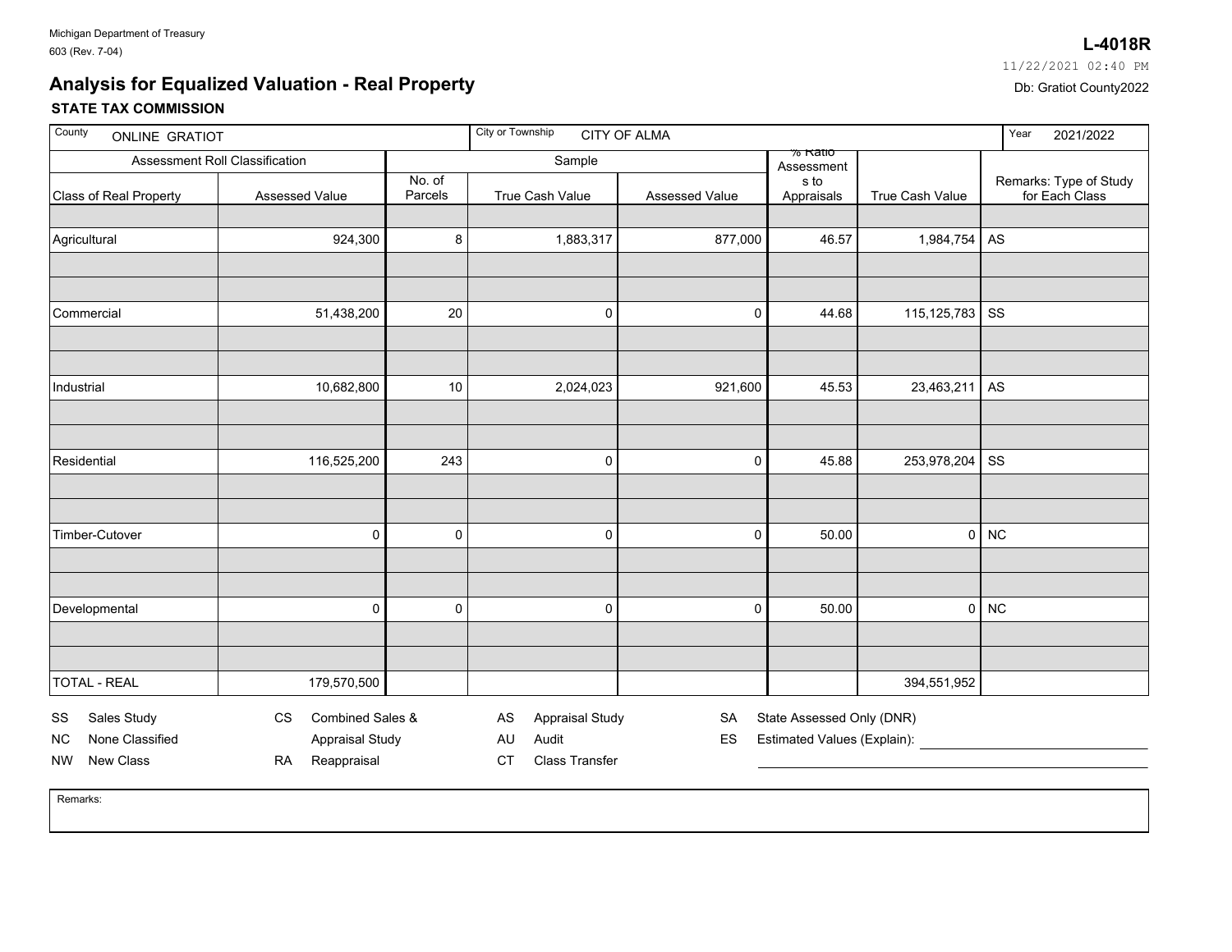Michigan Department of Treasury
603 (Rev. 7-04)

**L-4018R**

11/22/2021 02:40 PM

Db: Gratiot County2022

# Analysis for Equalized Valuation - Real Property

**STATE TAX COMMISSION**

| County: ONLINE GRATIOT | | City or Township: CITY OF ALMA | | | | | Year: 2021/2022 |
|---|---|---|---|---|---|---|---|
| Assessment Roll Classification | | Sample | | | % Ratio Assessments to Appraisals | | Remarks: Type of Study for Each Class |
| Class of Real Property | Assessed Value | No. of Parcels | True Cash Value | Assessed Value | | True Cash Value | |
| Agricultural | 924,300 | 8 | 1,883,317 | 877,000 | 46.57 | 1,984,754 | AS |
| Commercial | 51,438,200 | 20 | 0 | 0 | 44.68 | 115,125,783 | SS |
| Industrial | 10,682,800 | 10 | 2,024,023 | 921,600 | 45.53 | 23,463,211 | AS |
| Residential | 116,525,200 | 243 | 0 | 0 | 45.88 | 253,978,204 | SS |
| Timber-Cutover | 0 | 0 | 0 | 0 | 50.00 | 0 | NC |
| Developmental | 0 | 0 | 0 | 0 | 50.00 | 0 | NC |
| TOTAL - REAL | 179,570,500 | | | | | 394,551,952 | |

SS Sales Study
NC None Classified
NW New Class
CS Combined Sales & Appraisal Study
RA Reappraisal
AS Appraisal Study
AU Audit
CT Class Transfer
SA State Assessed Only (DNR)
ES Estimated Values (Explain):

Remarks: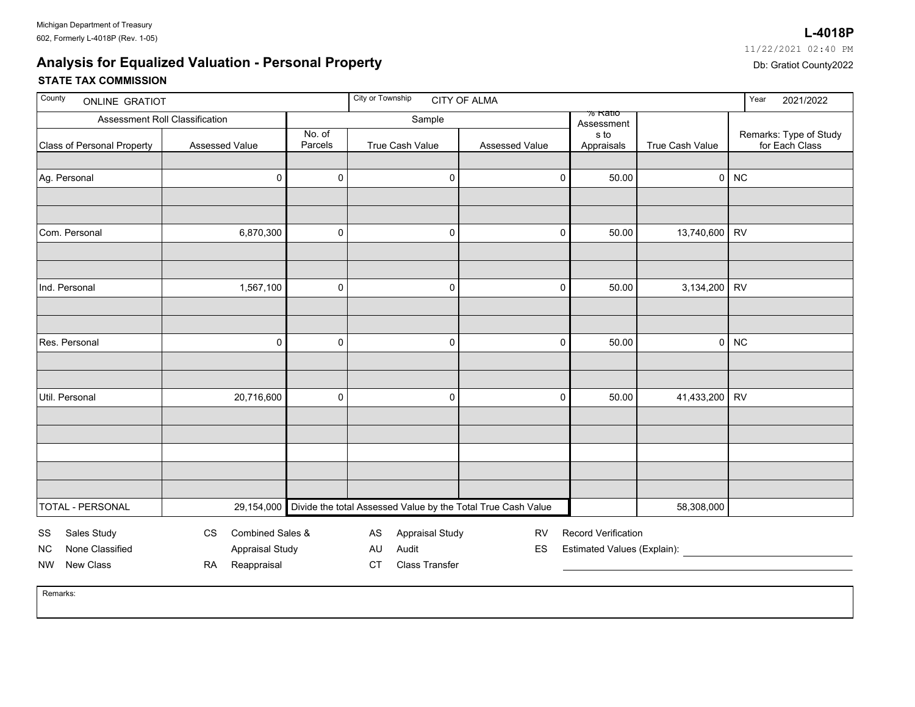Michigan Department of Treasury
602, Formerly L-4018P (Rev. 1-05)

**L-4018P**

11/22/2021 02:40 PM

Db: Gratiot County2022

# Analysis for Equalized Valuation - Personal Property

**STATE TAX COMMISSION**

| County: ONLINE GRATIOT | | City or Township: CITY OF ALMA | | | | | Year: 2021/2022 |
|---|---|---|---|---|---|---|---|
| Assessment Roll Classification | | Sample | | | | | |
| Class of Personal Property | Assessed Value | No. of Parcels | True Cash Value | Assessed Value | % Ratio Assessments to Appraisals | True Cash Value | Remarks: Type of Study for Each Class |
| Ag. Personal | 0 | 0 | 0 | 0 | 50.00 | 0 | NC |
| Com. Personal | 6,870,300 | 0 | 0 | 0 | 50.00 | 13,740,600 | RV |
| Ind. Personal | 1,567,100 | 0 | 0 | 0 | 50.00 | 3,134,200 | RV |
| Res. Personal | 0 | 0 | 0 | 0 | 50.00 | 0 | NC |
| Util. Personal | 20,716,600 | 0 | 0 | 0 | 50.00 | 41,433,200 | RV |
| TOTAL - PERSONAL | 29,154,000 | Divide the total Assessed Value by the Total True Cash Value | | | | 58,308,000 | |

SS Sales Study
NC None Classified
NW New Class
CS Combined Sales & Appraisal Study
RA Reappraisal
AS Appraisal Study
AU Audit
CT Class Transfer
RV Record Verification
ES Estimated Values (Explain):

Remarks: